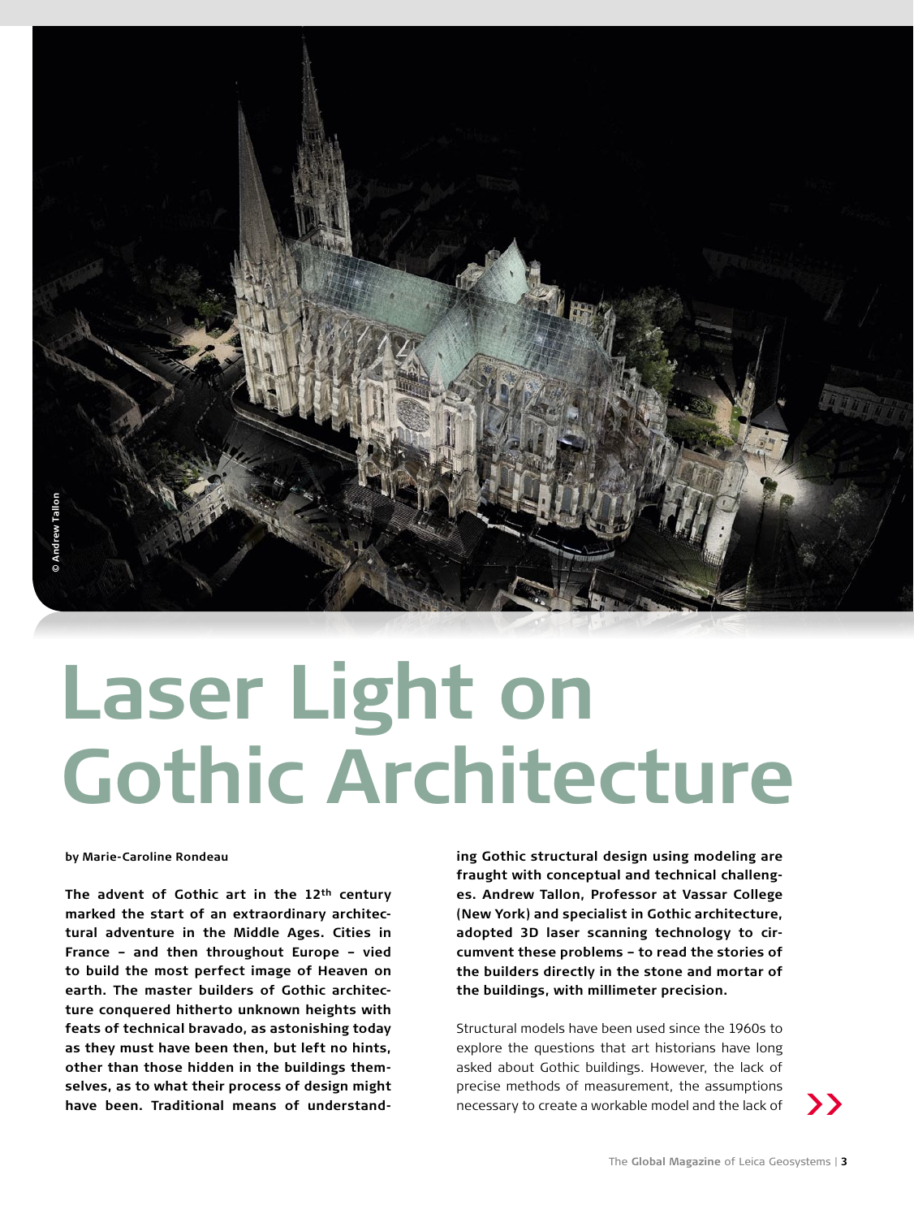© Andrew Tallon

# Laser Light on Gothic Architecture

by Marie-Caroline Rondeau

**The advent of Gothic art in the 12th century marked the start of an extraordinary architectural adventure in the Middle Ages. Cities in France – and then throughout Europe – vied to build the most perfect image of Heaven on earth. The master builders of Gothic architecture conquered hitherto unknown heights with feats of technical bravado, as astonishing today as they must have been then, but left no hints, other than those hidden in the buildings themselves, as to what their process of design might have been. Traditional means of understanding Gothic structural design using modeling are fraught with conceptual and technical challenges. Andrew Tallon, Professor at Vassar College (New York) and specialist in Gothic architecture, adopted 3D laser scanning technology to circumvent these problems – to read the stories of the builders directly in the stone and mortar of the buildings, with millimeter precision.**

Structural models have been used since the 1960s to explore the questions that art historians have long asked about Gothic buildings. However, the lack of precise methods of measurement, the assumptions necessary to create a workable model and the lack of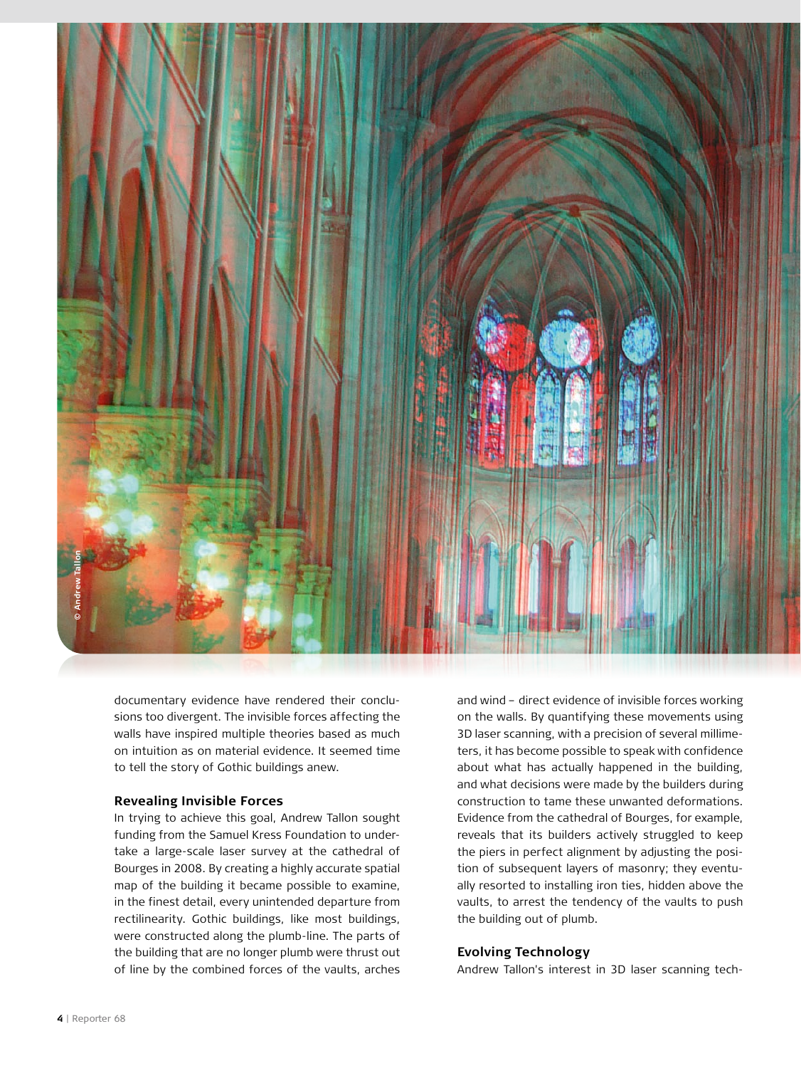documentary evidence have rendered their conclusions too divergent. The invisible forces affecting the walls have inspired multiple theories based as much on intuition as on material evidence. It seemed time to tell the story of Gothic buildings anew.

### Revealing Invisible Forces

In trying to achieve this goal, Andrew Tallon sought funding from the Samuel Kress Foundation to undertake a large-scale laser survey at the cathedral of Bourges in 2008. By creating a highly accurate spatial map of the building it became possible to examine, in the finest detail, every unintended departure from rectilinearity. Gothic buildings, like most buildings, were constructed along the plumb-line. The parts of the building that are no longer plumb were thrust out of line by the combined forces of the vaults, arches and wind – direct evidence of invisible forces working on the walls. By quantifying these movements using 3D laser scanning, with a precision of several millimeters, it has become possible to speak with confidence about what has actually happened in the building, and what decisions were made by the builders during construction to tame these unwanted deformations. Evidence from the cathedral of Bourges, for example, reveals that its builders actively struggled to keep the piers in perfect alignment by adjusting the position of subsequent layers of masonry; they eventually resorted to installing iron ties, hidden above the vaults, to arrest the tendency of the vaults to push the building out of plumb.

### Evolving Technology

Andrew Tallon's interest in 3D laser scanning tech-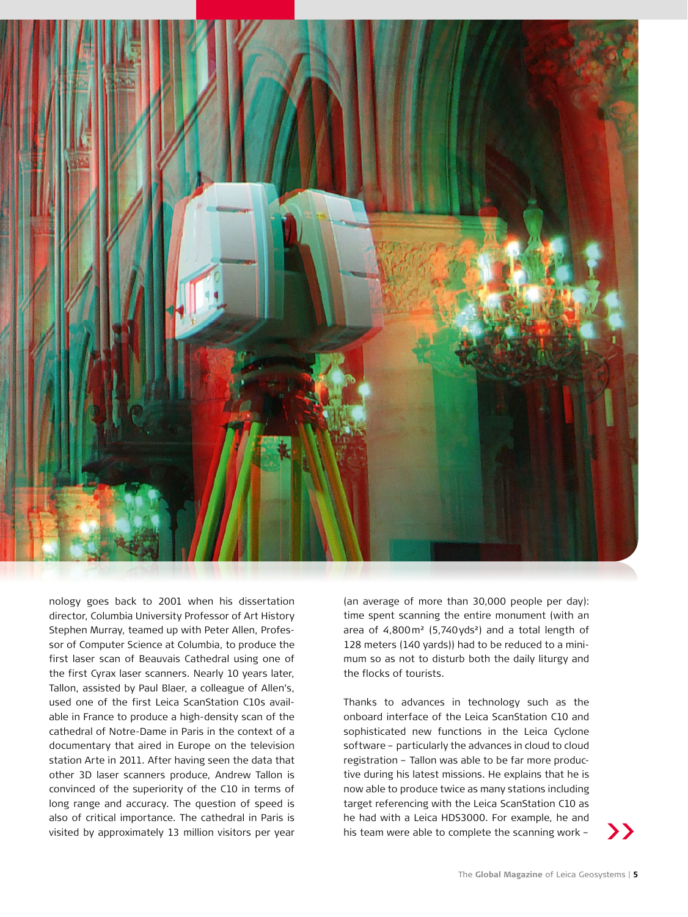nology goes back to 2001 when his dissertation director, Columbia University Professor of Art History Stephen Murray, teamed up with Peter Allen, Professor of Computer Science at Columbia, to produce the first laser scan of Beauvais Cathedral using one of the first Cyrax laser scanners. Nearly 10 years later, Tallon, assisted by Paul Blaer, a colleague of Allen's, used one of the first Leica ScanStation C10s available in France to produce a high-density scan of the cathedral of Notre-Dame in Paris in the context of a documentary that aired in Europe on the television station Arte in 2011. After having seen the data that other 3D laser scanners produce, Andrew Tallon is convinced of the superiority of the C10 in terms of long range and accuracy. The question of speed is also of critical importance. The cathedral in Paris is visited by approximately 13 million visitors per year (an average of more than 30,000 people per day): time spent scanning the entire monument (with an area of 4,800 m² (5,740 yds²) and a total length of 128 meters (140 yards)) had to be reduced to a minimum so as not to disturb both the daily liturgy and the flocks of tourists.

Thanks to advances in technology such as the onboard interface of the Leica ScanStation C10 and sophisticated new functions in the Leica Cyclone software – particularly the advances in cloud to cloud registration – Tallon was able to be far more productive during his latest missions. He explains that he is now able to produce twice as many stations including target referencing with the Leica ScanStation C10 as he had with a Leica HDS3000. For example, he and his team were able to complete the scanning work –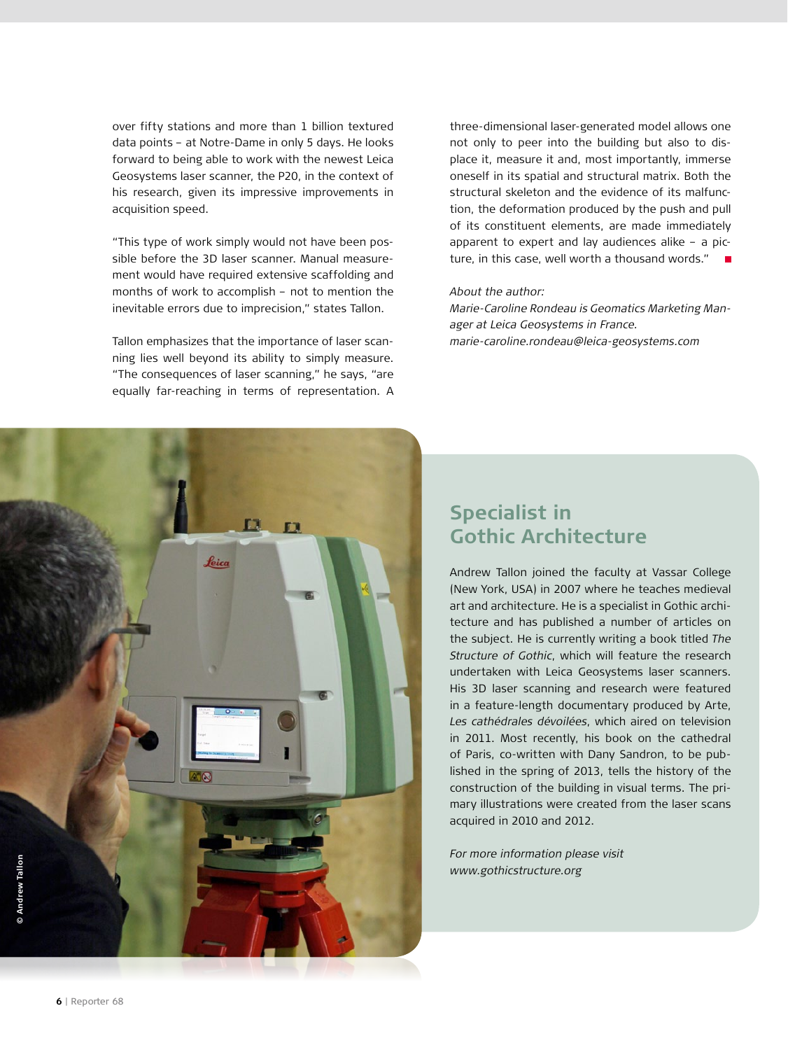over fifty stations and more than 1 billion textured data points – at Notre-Dame in only 5 days. He looks forward to being able to work with the newest Leica Geosystems laser scanner, the P20, in the context of his research, given its impressive improvements in acquisition speed.

"This type of work simply would not have been possible before the 3D laser scanner. Manual measurement would have required extensive scaffolding and months of work to accomplish – not to mention the inevitable errors due to imprecision," states Tallon.

Tallon emphasizes that the importance of laser scanning lies well beyond its ability to simply measure. "The consequences of laser scanning," he says, "are equally far-reaching in terms of representation. A three-dimensional laser-generated model allows one not only to peer into the building but also to displace it, measure it and, most importantly, immerse oneself in its spatial and structural matrix. Both the structural skeleton and the evidence of its malfunction, the deformation produced by the push and pull of its constituent elements, are made immediately apparent to expert and lay audiences alike – a picture, in this case, well worth a thousand words."

*About the author:*
*Marie-Caroline Rondeau is Geomatics Marketing Manager at Leica Geosystems in France.*
*marie-caroline.rondeau@leica-geosystems.com*

© Andrew Tallon

## Specialist in Gothic Architecture

Andrew Tallon joined the faculty at Vassar College (New York, USA) in 2007 where he teaches medieval art and architecture. He is a specialist in Gothic architecture and has published a number of articles on the subject. He is currently writing a book titled *The Structure of Gothic*, which will feature the research undertaken with Leica Geosystems laser scanners. His 3D laser scanning and research were featured in a feature-length documentary produced by Arte, *Les cathédrales dévoilées*, which aired on television in 2011. Most recently, his book on the cathedral of Paris, co-written with Dany Sandron, to be published in the spring of 2013, tells the history of the construction of the building in visual terms. The primary illustrations were created from the laser scans acquired in 2010 and 2012.

*For more information please visit*
*www.gothicstructure.org*